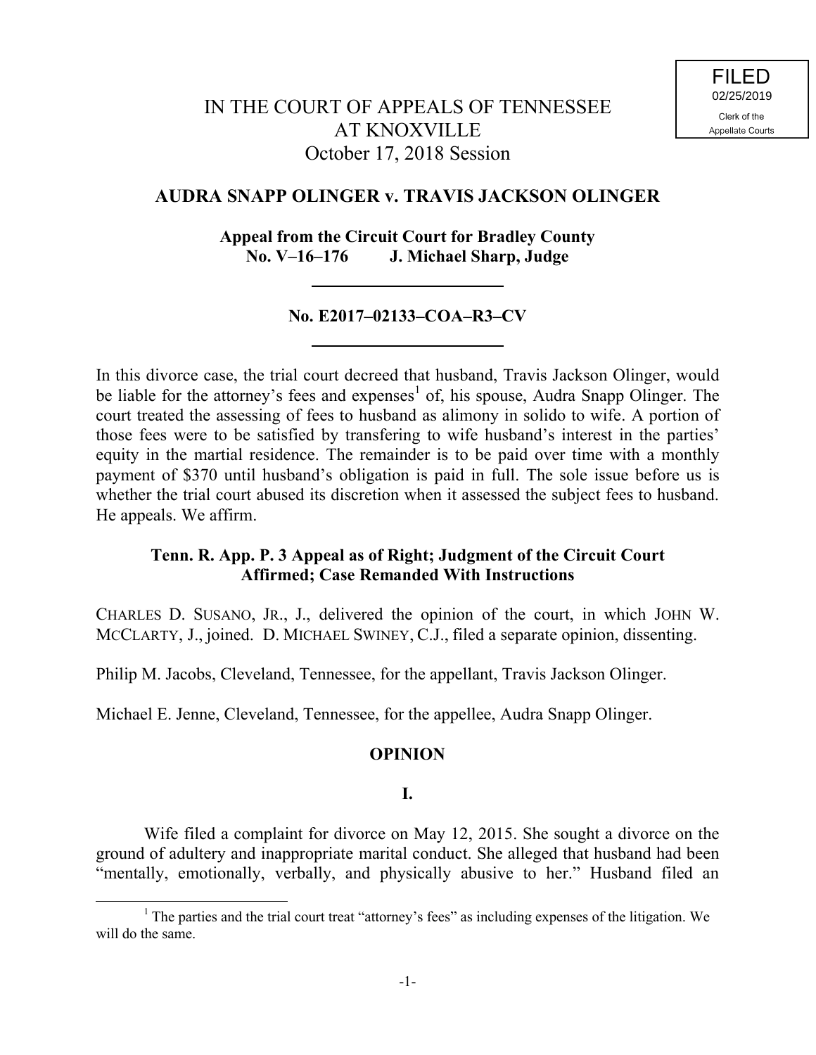FILED
02/25/2019
Clerk of the
Appellate Courts

# IN THE COURT OF APPEALS OF TENNESSEE
# AT KNOXVILLE
October 17, 2018 Session

## AUDRA SNAPP OLINGER v. TRAVIS JACKSON OLINGER

**Appeal from the Circuit Court for Bradley County**
**No. V–16–176 J. Michael Sharp, Judge**

---

**No. E2017–02133–COA–R3–CV**

---

In this divorce case, the trial court decreed that husband, Travis Jackson Olinger, would be liable for the attorney's fees and expenses[1] of, his spouse, Audra Snapp Olinger. The court treated the assessing of fees to husband as alimony in solido to wife. A portion of those fees were to be satisfied by transfering to wife husband's interest in the parties' equity in the martial residence. The remainder is to be paid over time with a monthly payment of $370 until husband's obligation is paid in full. The sole issue before us is whether the trial court abused its discretion when it assessed the subject fees to husband. He appeals. We affirm.

**Tenn. R. App. P. 3 Appeal as of Right; Judgment of the Circuit Court Affirmed; Case Remanded With Instructions**

CHARLES D. SUSANO, JR., J., delivered the opinion of the court, in which JOHN W. MCCLARTY, J., joined. D. MICHAEL SWINEY, C.J., filed a separate opinion, dissenting.

Philip M. Jacobs, Cleveland, Tennessee, for the appellant, Travis Jackson Olinger.

Michael E. Jenne, Cleveland, Tennessee, for the appellee, Audra Snapp Olinger.

## OPINION

### I.

Wife filed a complaint for divorce on May 12, 2015. She sought a divorce on the ground of adultery and inappropriate marital conduct. She alleged that husband had been "mentally, emotionally, verbally, and physically abusive to her." Husband filed an

---

[1] The parties and the trial court treat "attorney's fees" as including expenses of the litigation. We will do the same.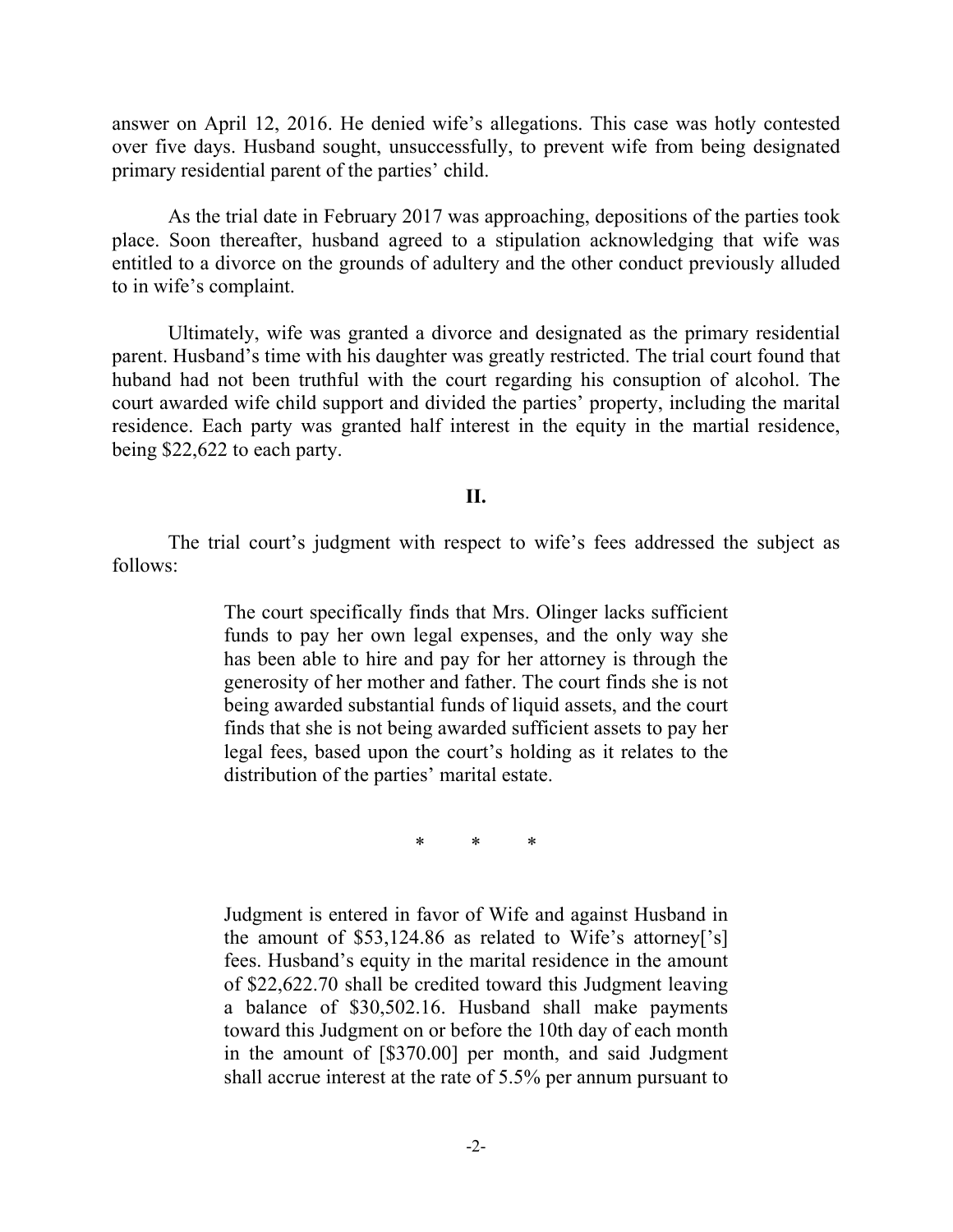answer on April 12, 2016. He denied wife's allegations. This case was hotly contested over five days. Husband sought, unsuccessfully, to prevent wife from being designated primary residential parent of the parties' child.

As the trial date in February 2017 was approaching, depositions of the parties took place. Soon thereafter, husband agreed to a stipulation acknowledging that wife was entitled to a divorce on the grounds of adultery and the other conduct previously alluded to in wife's complaint.

Ultimately, wife was granted a divorce and designated as the primary residential parent. Husband's time with his daughter was greatly restricted. The trial court found that huband had not been truthful with the court regarding his consuption of alcohol. The court awarded wife child support and divided the parties' property, including the marital residence. Each party was granted half interest in the equity in the martial residence, being $22,622 to each party.

## II.

The trial court's judgment with respect to wife's fees addressed the subject as follows:

> The court specifically finds that Mrs. Olinger lacks sufficient funds to pay her own legal expenses, and the only way she has been able to hire and pay for her attorney is through the generosity of her mother and father. The court finds she is not being awarded substantial funds of liquid assets, and the court finds that she is not being awarded sufficient assets to pay her legal fees, based upon the court's holding as it relates to the distribution of the parties' marital estate.
>
> \* \* \*
>
> Judgment is entered in favor of Wife and against Husband in the amount of $53,124.86 as related to Wife's attorney['s] fees. Husband's equity in the marital residence in the amount of $22,622.70 shall be credited toward this Judgment leaving a balance of $30,502.16. Husband shall make payments toward this Judgment on or before the 10th day of each month in the amount of [$370.00] per month, and said Judgment shall accrue interest at the rate of 5.5% per annum pursuant to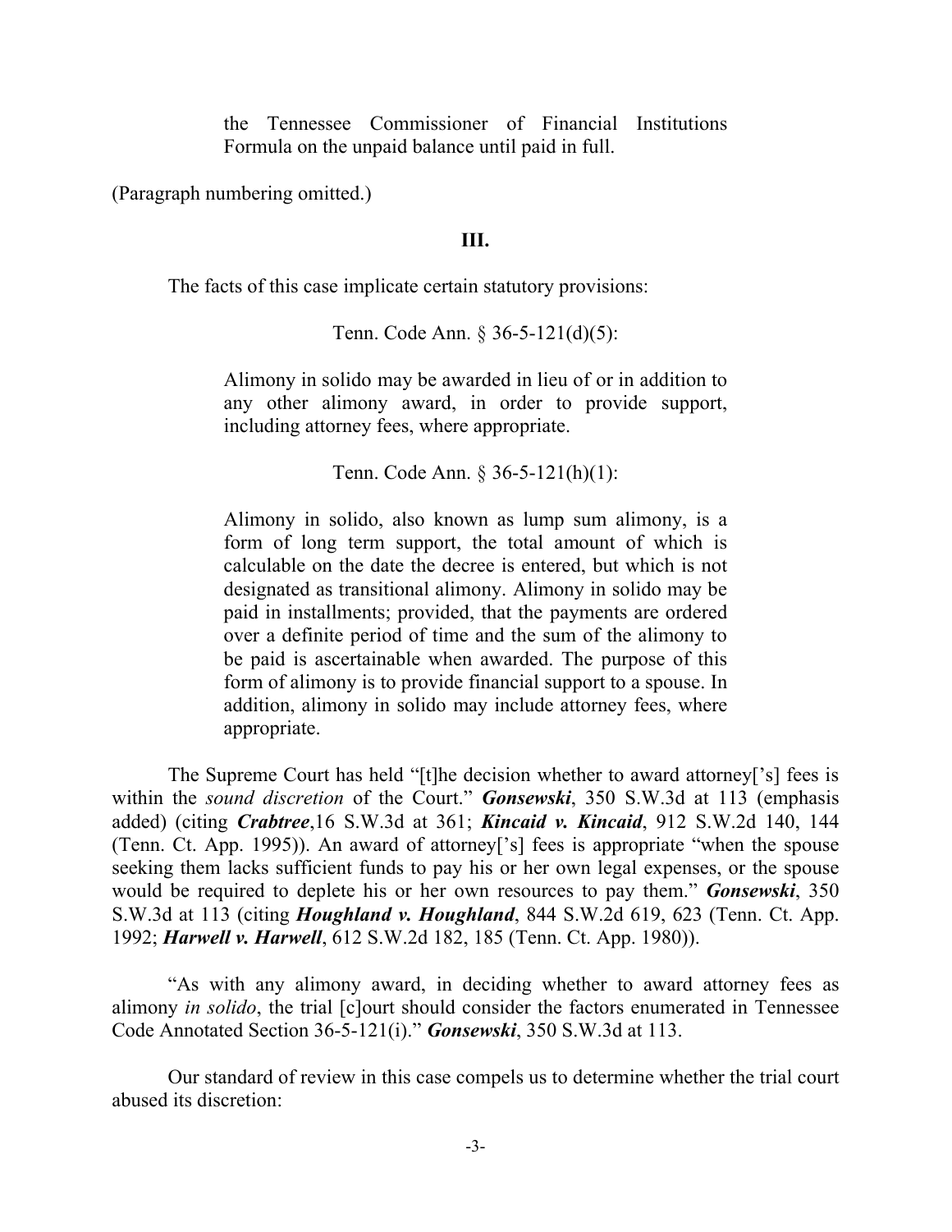> the Tennessee Commissioner of Financial Institutions Formula on the unpaid balance until paid in full.

(Paragraph numbering omitted.)

## III.

The facts of this case implicate certain statutory provisions:

> Tenn. Code Ann. § 36-5-121(d)(5):
>
> Alimony in solido may be awarded in lieu of or in addition to any other alimony award, in order to provide support, including attorney fees, where appropriate.
>
> Tenn. Code Ann. § 36-5-121(h)(1):
>
> Alimony in solido, also known as lump sum alimony, is a form of long term support, the total amount of which is calculable on the date the decree is entered, but which is not designated as transitional alimony. Alimony in solido may be paid in installments; provided, that the payments are ordered over a definite period of time and the sum of the alimony to be paid is ascertainable when awarded. The purpose of this form of alimony is to provide financial support to a spouse. In addition, alimony in solido may include attorney fees, where appropriate.

The Supreme Court has held "[t]he decision whether to award attorney['s] fees is within the *sound discretion* of the Court." ***Gonsewski***, 350 S.W.3d at 113 (emphasis added) (citing ***Crabtree***,16 S.W.3d at 361; ***Kincaid v. Kincaid***, 912 S.W.2d 140, 144 (Tenn. Ct. App. 1995)). An award of attorney['s] fees is appropriate "when the spouse seeking them lacks sufficient funds to pay his or her own legal expenses, or the spouse would be required to deplete his or her own resources to pay them." ***Gonsewski***, 350 S.W.3d at 113 (citing ***Houghland v. Houghland***, 844 S.W.2d 619, 623 (Tenn. Ct. App. 1992; ***Harwell v. Harwell***, 612 S.W.2d 182, 185 (Tenn. Ct. App. 1980)).

"As with any alimony award, in deciding whether to award attorney fees as alimony *in solido*, the trial [c]ourt should consider the factors enumerated in Tennessee Code Annotated Section 36-5-121(i)." ***Gonsewski***, 350 S.W.3d at 113.

Our standard of review in this case compels us to determine whether the trial court abused its discretion: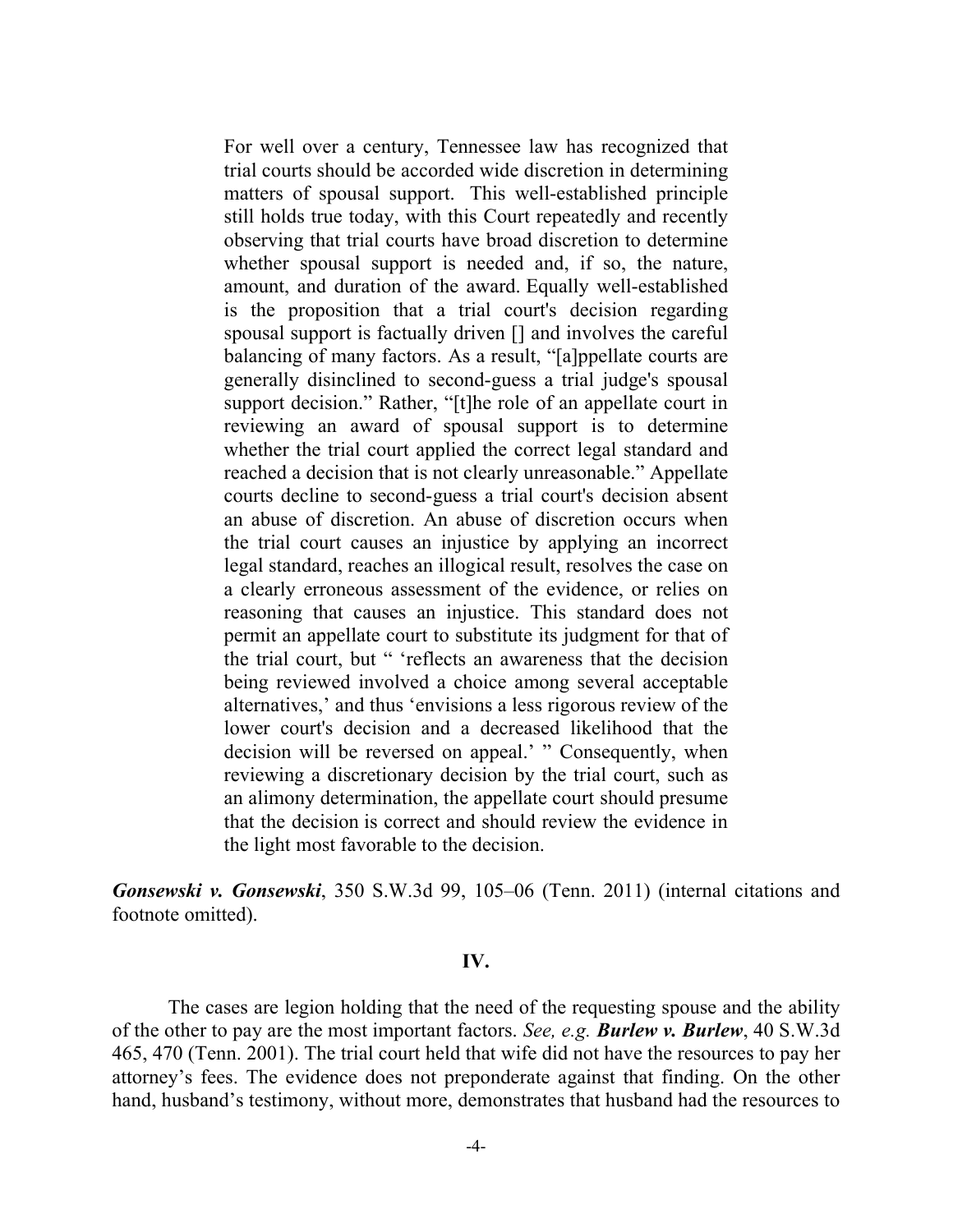> For well over a century, Tennessee law has recognized that trial courts should be accorded wide discretion in determining matters of spousal support. This well-established principle still holds true today, with this Court repeatedly and recently observing that trial courts have broad discretion to determine whether spousal support is needed and, if so, the nature, amount, and duration of the award. Equally well-established is the proposition that a trial court's decision regarding spousal support is factually driven [] and involves the careful balancing of many factors. As a result, "[a]ppellate courts are generally disinclined to second-guess a trial judge's spousal support decision." Rather, "[t]he role of an appellate court in reviewing an award of spousal support is to determine whether the trial court applied the correct legal standard and reached a decision that is not clearly unreasonable." Appellate courts decline to second-guess a trial court's decision absent an abuse of discretion. An abuse of discretion occurs when the trial court causes an injustice by applying an incorrect legal standard, reaches an illogical result, resolves the case on a clearly erroneous assessment of the evidence, or relies on reasoning that causes an injustice. This standard does not permit an appellate court to substitute its judgment for that of the trial court, but " 'reflects an awareness that the decision being reviewed involved a choice among several acceptable alternatives,' and thus 'envisions a less rigorous review of the lower court's decision and a decreased likelihood that the decision will be reversed on appeal.' " Consequently, when reviewing a discretionary decision by the trial court, such as an alimony determination, the appellate court should presume that the decision is correct and should review the evidence in the light most favorable to the decision.

***Gonsewski v. Gonsewski***, 350 S.W.3d 99, 105–06 (Tenn. 2011) (internal citations and footnote omitted).

**IV.**

The cases are legion holding that the need of the requesting spouse and the ability of the other to pay are the most important factors. *See, e.g.* ***Burlew v. Burlew***, 40 S.W.3d 465, 470 (Tenn. 2001). The trial court held that wife did not have the resources to pay her attorney's fees. The evidence does not preponderate against that finding. On the other hand, husband's testimony, without more, demonstrates that husband had the resources to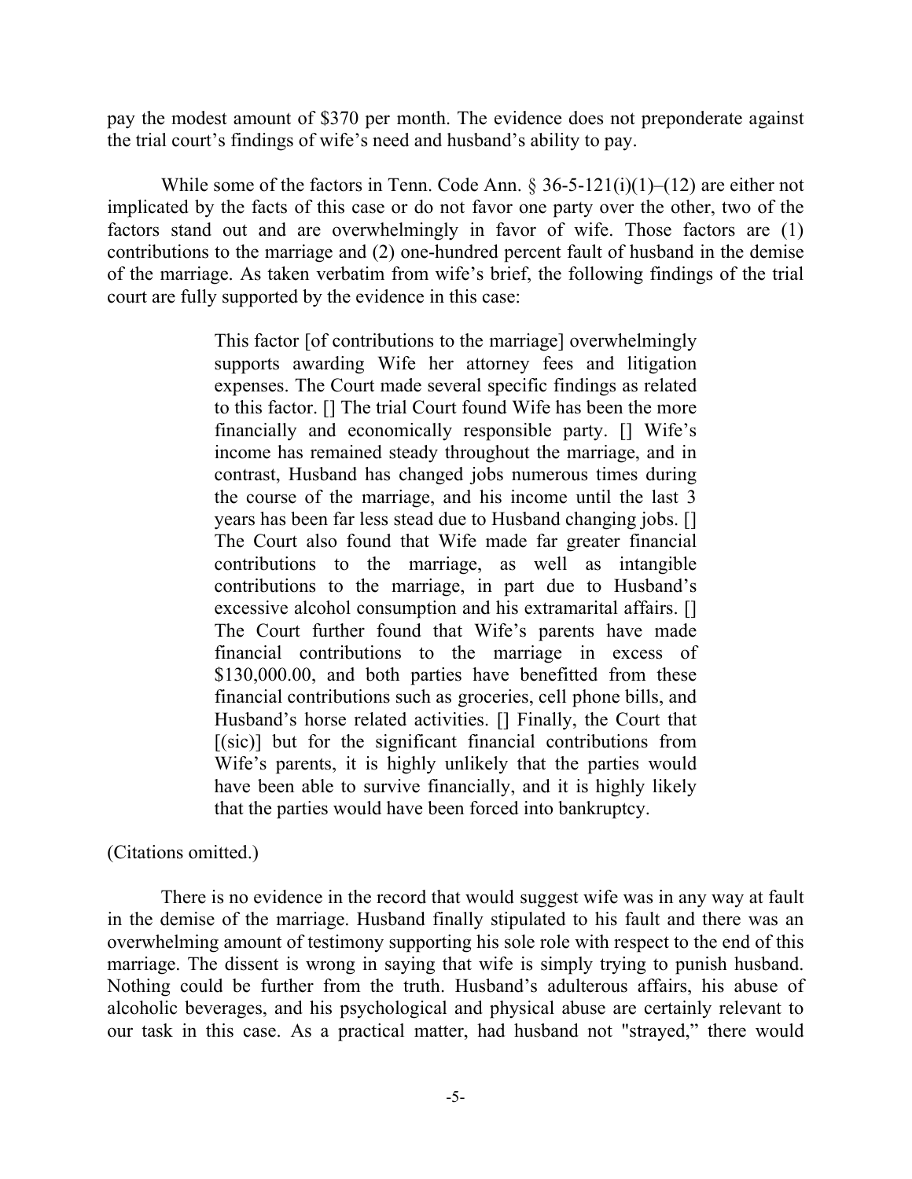pay the modest amount of $370 per month. The evidence does not preponderate against the trial court's findings of wife's need and husband's ability to pay.

While some of the factors in Tenn. Code Ann. § 36-5-121(i)(1)–(12) are either not implicated by the facts of this case or do not favor one party over the other, two of the factors stand out and are overwhelmingly in favor of wife. Those factors are (1) contributions to the marriage and (2) one-hundred percent fault of husband in the demise of the marriage. As taken verbatim from wife's brief, the following findings of the trial court are fully supported by the evidence in this case:

> This factor [of contributions to the marriage] overwhelmingly supports awarding Wife her attorney fees and litigation expenses. The Court made several specific findings as related to this factor. [] The trial Court found Wife has been the more financially and economically responsible party. [] Wife's income has remained steady throughout the marriage, and in contrast, Husband has changed jobs numerous times during the course of the marriage, and his income until the last 3 years has been far less stead due to Husband changing jobs. [] The Court also found that Wife made far greater financial contributions to the marriage, as well as intangible contributions to the marriage, in part due to Husband's excessive alcohol consumption and his extramarital affairs. [] The Court further found that Wife's parents have made financial contributions to the marriage in excess of $130,000.00, and both parties have benefitted from these financial contributions such as groceries, cell phone bills, and Husband's horse related activities. [] Finally, the Court that [(sic)] but for the significant financial contributions from Wife's parents, it is highly unlikely that the parties would have been able to survive financially, and it is highly likely that the parties would have been forced into bankruptcy.

(Citations omitted.)

There is no evidence in the record that would suggest wife was in any way at fault in the demise of the marriage. Husband finally stipulated to his fault and there was an overwhelming amount of testimony supporting his sole role with respect to the end of this marriage. The dissent is wrong in saying that wife is simply trying to punish husband. Nothing could be further from the truth. Husband's adulterous affairs, his abuse of alcoholic beverages, and his psychological and physical abuse are certainly relevant to our task in this case. As a practical matter, had husband not "strayed," there would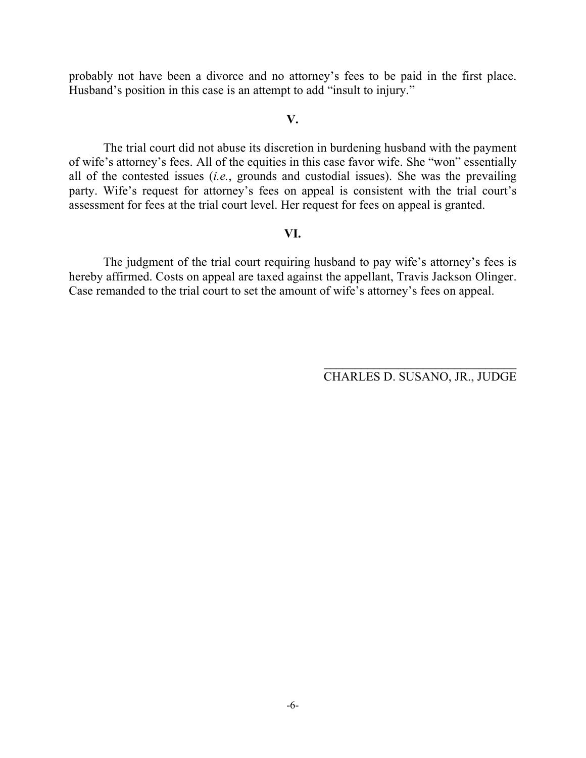probably not have been a divorce and no attorney's fees to be paid in the first place. Husband's position in this case is an attempt to add "insult to injury."

## V.

The trial court did not abuse its discretion in burdening husband with the payment of wife's attorney's fees. All of the equities in this case favor wife. She "won" essentially all of the contested issues (*i.e.*, grounds and custodial issues). She was the prevailing party. Wife's request for attorney's fees on appeal is consistent with the trial court's assessment for fees at the trial court level. Her request for fees on appeal is granted.

## VI.

The judgment of the trial court requiring husband to pay wife's attorney's fees is hereby affirmed. Costs on appeal are taxed against the appellant, Travis Jackson Olinger. Case remanded to the trial court to set the amount of wife's attorney's fees on appeal.

\_\_\_\_\_\_\_\_\_\_\_\_\_\_\_\_\_\_\_\_\_\_\_\_\_\_\_\_\_\_\_\_

CHARLES D. SUSANO, JR., JUDGE